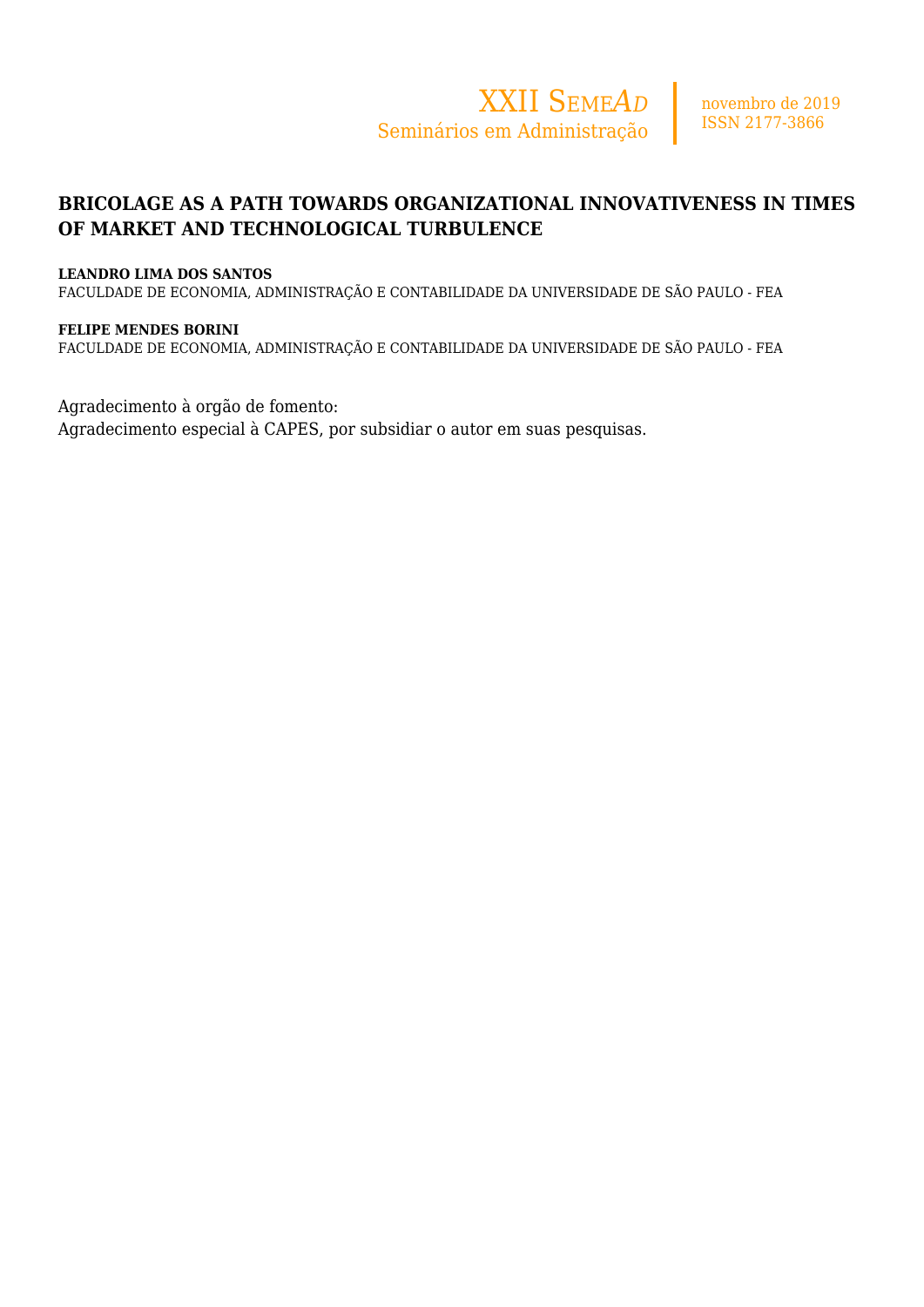# BRICOLAGE AS A PATH TOWARDS ORGANIZATIONAL INNOVATIVENESS IN TIMES OF MARKET AND TECHNOLOGICAL TURBULENCE

**LEANDRO LIMA DOS SANTOS**
FACULDADE DE ECONOMIA, ADMINISTRAÇÃO E CONTABILIDADE DA UNIVERSIDADE DE SÃO PAULO - FEA

**FELIPE MENDES BORINI**
FACULDADE DE ECONOMIA, ADMINISTRAÇÃO E CONTABILIDADE DA UNIVERSIDADE DE SÃO PAULO - FEA

Agradecimento à orgão de fomento:
Agradecimento especial à CAPES, por subsidiar o autor em suas pesquisas.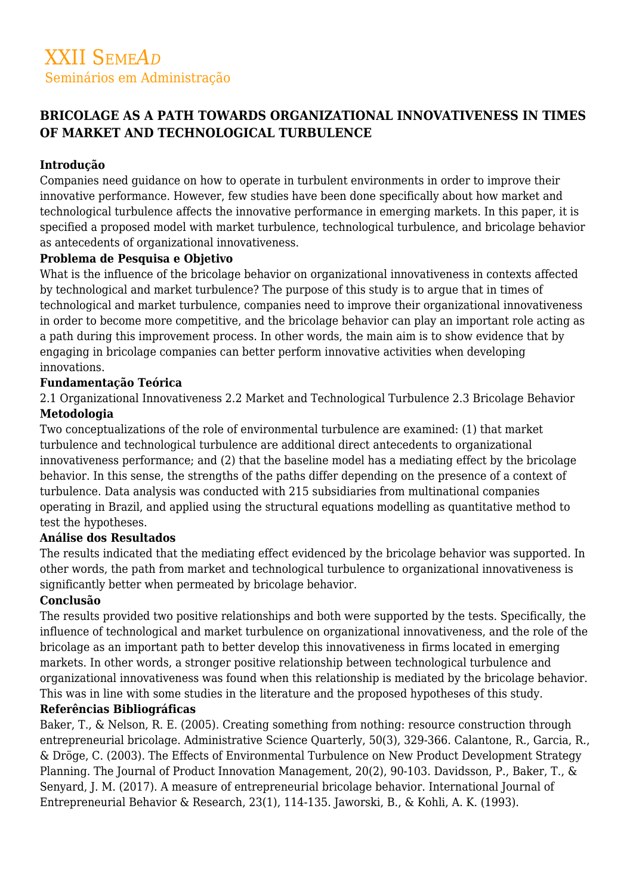# XXII SemeAd

Seminários em Administração

## BRICOLAGE AS A PATH TOWARDS ORGANIZATIONAL INNOVATIVENESS IN TIMES OF MARKET AND TECHNOLOGICAL TURBULENCE

**Introdução**

Companies need guidance on how to operate in turbulent environments in order to improve their innovative performance. However, few studies have been done specifically about how market and technological turbulence affects the innovative performance in emerging markets. In this paper, it is specified a proposed model with market turbulence, technological turbulence, and bricolage behavior as antecedents of organizational innovativeness.

**Problema de Pesquisa e Objetivo**

What is the influence of the bricolage behavior on organizational innovativeness in contexts affected by technological and market turbulence? The purpose of this study is to argue that in times of technological and market turbulence, companies need to improve their organizational innovativeness in order to become more competitive, and the bricolage behavior can play an important role acting as a path during this improvement process. In other words, the main aim is to show evidence that by engaging in bricolage companies can better perform innovative activities when developing innovations.

**Fundamentação Teórica**

2.1 Organizational Innovativeness 2.2 Market and Technological Turbulence 2.3 Bricolage Behavior

**Metodologia**

Two conceptualizations of the role of environmental turbulence are examined: (1) that market turbulence and technological turbulence are additional direct antecedents to organizational innovativeness performance; and (2) that the baseline model has a mediating effect by the bricolage behavior. In this sense, the strengths of the paths differ depending on the presence of a context of turbulence. Data analysis was conducted with 215 subsidiaries from multinational companies operating in Brazil, and applied using the structural equations modelling as quantitative method to test the hypotheses.

**Análise dos Resultados**

The results indicated that the mediating effect evidenced by the bricolage behavior was supported. In other words, the path from market and technological turbulence to organizational innovativeness is significantly better when permeated by bricolage behavior.

**Conclusão**

The results provided two positive relationships and both were supported by the tests. Specifically, the influence of technological and market turbulence on organizational innovativeness, and the role of the bricolage as an important path to better develop this innovativeness in firms located in emerging markets. In other words, a stronger positive relationship between technological turbulence and organizational innovativeness was found when this relationship is mediated by the bricolage behavior. This was in line with some studies in the literature and the proposed hypotheses of this study.

**Referências Bibliográficas**

Baker, T., & Nelson, R. E. (2005). Creating something from nothing: resource construction through entrepreneurial bricolage. Administrative Science Quarterly, 50(3), 329-366. Calantone, R., Garcia, R., & Dröge, C. (2003). The Effects of Environmental Turbulence on New Product Development Strategy Planning. The Journal of Product Innovation Management, 20(2), 90-103. Davidsson, P., Baker, T., & Senyard, J. M. (2017). A measure of entrepreneurial bricolage behavior. International Journal of Entrepreneurial Behavior & Research, 23(1), 114-135. Jaworski, B., & Kohli, A. K. (1993).